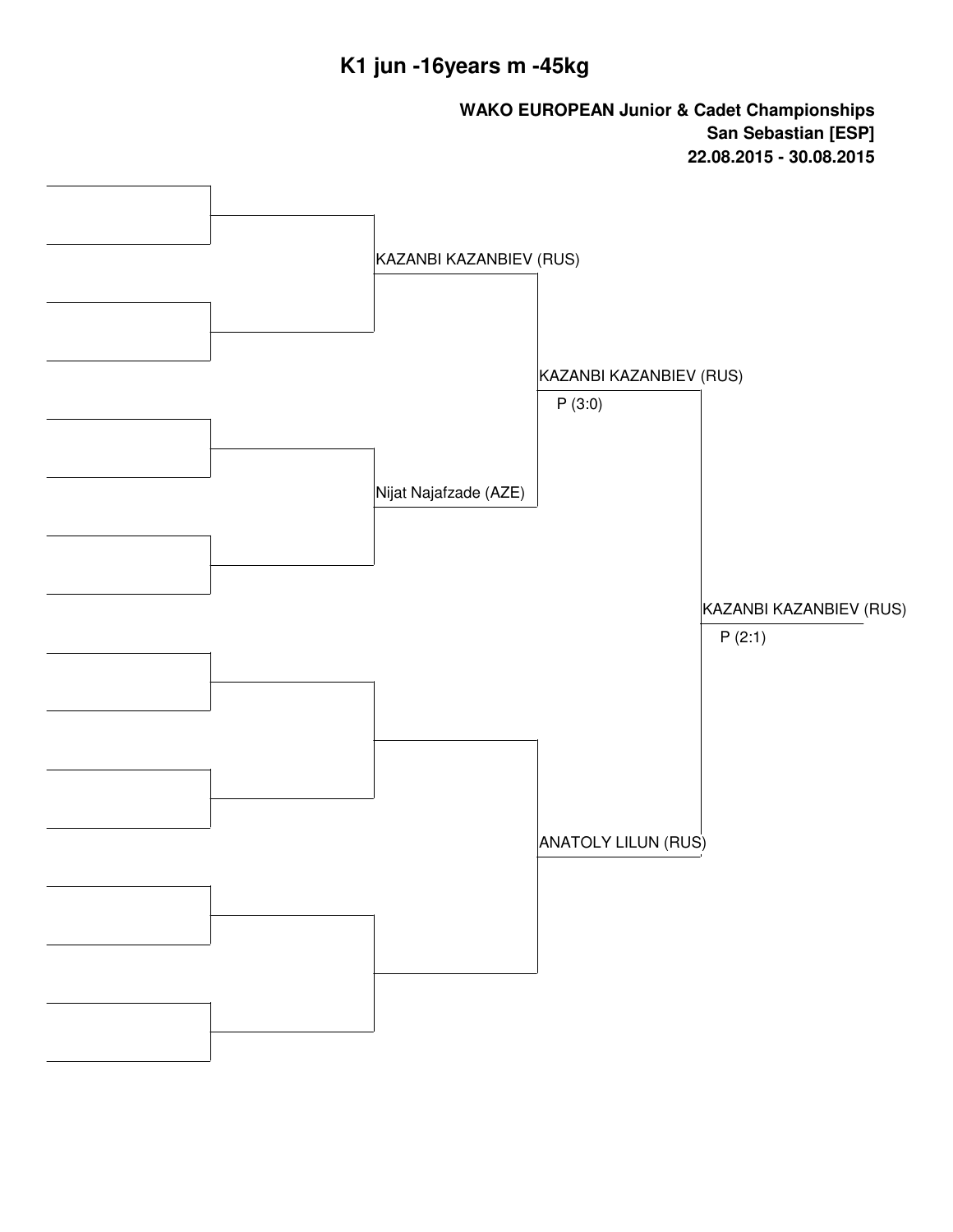# K1 jun -16years m -45kg

**WAKO EUROPEAN Junior & Cadet Championships**
**San Sebastian [ESP]**
**22.08.2015 - 30.08.2015**

KAZANBI KAZANBIEV (RUS)

Nijat Najafzade (AZE)

KAZANBI KAZANBIEV (RUS)
P (3:0)

ANATOLY LILUN (RUS)

KAZANBI KAZANBIEV (RUS)
P (2:1)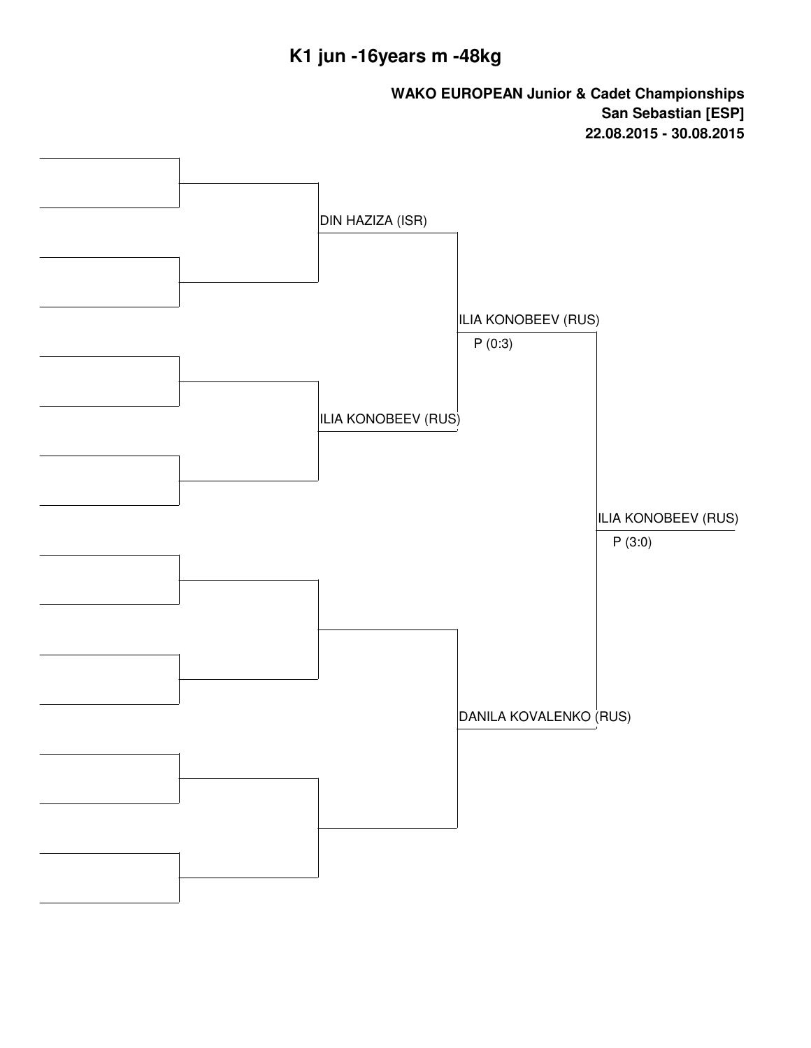# K1 jun -16years m -48kg

**WAKO EUROPEAN Junior & Cadet Championships**
**San Sebastian [ESP]**
**22.08.2015 - 30.08.2015**

DIN HAZIZA (ISR)

ILIA KONOBEEV (RUS)

ILIA KONOBEEV (RUS)
P (0:3)

DANILA KOVALENKO (RUS)

ILIA KONOBEEV (RUS)
P (3:0)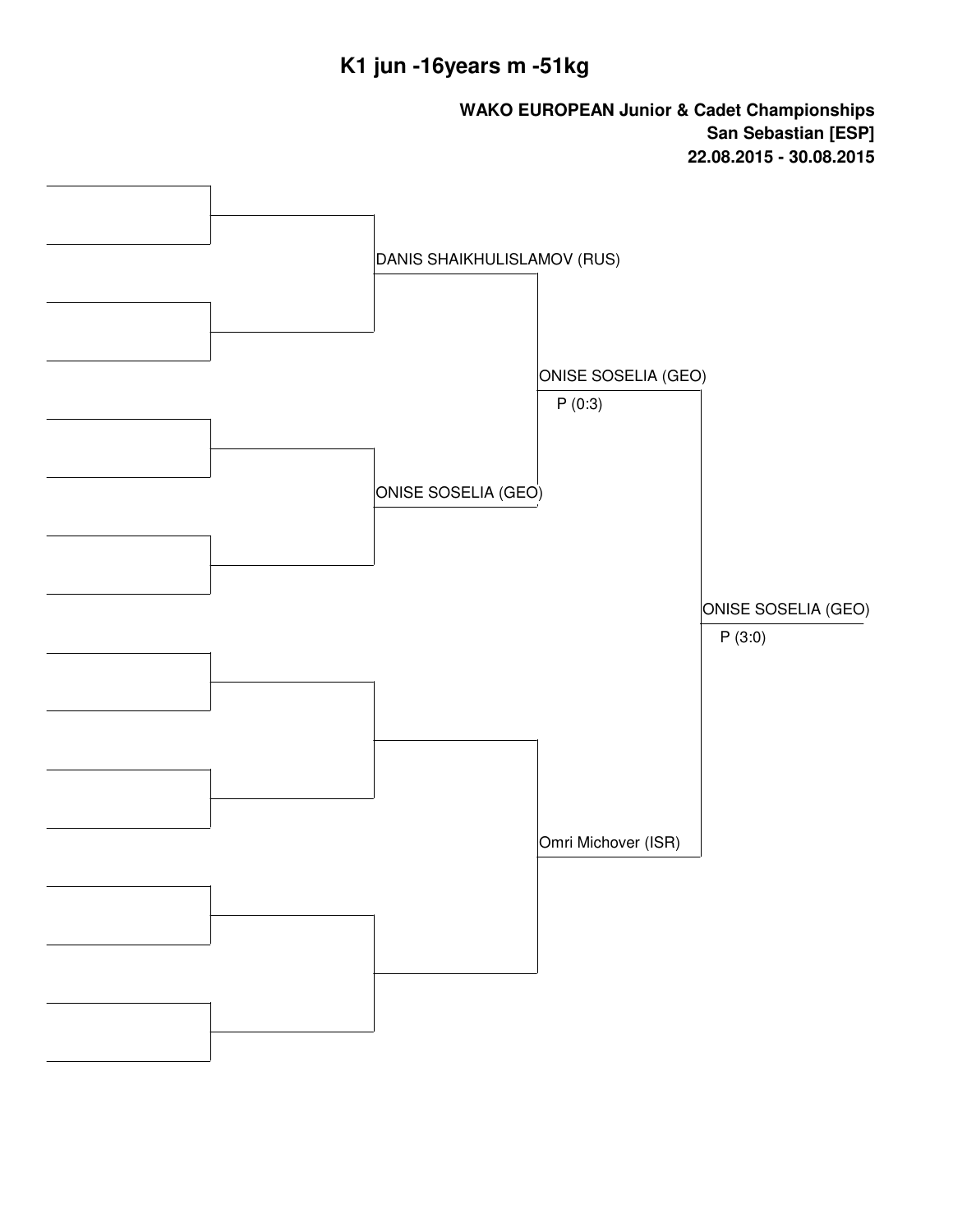# K1 jun -16years m -51kg

**WAKO EUROPEAN Junior & Cadet Championships**
**San Sebastian [ESP]**
**22.08.2015 - 30.08.2015**

DANIS SHAIKHULISLAMOV (RUS)

ONISE SOSELIA (GEO)

ONISE SOSELIA (GEO)
P (0:3)

Omri Michover (ISR)

ONISE SOSELIA (GEO)
P (3:0)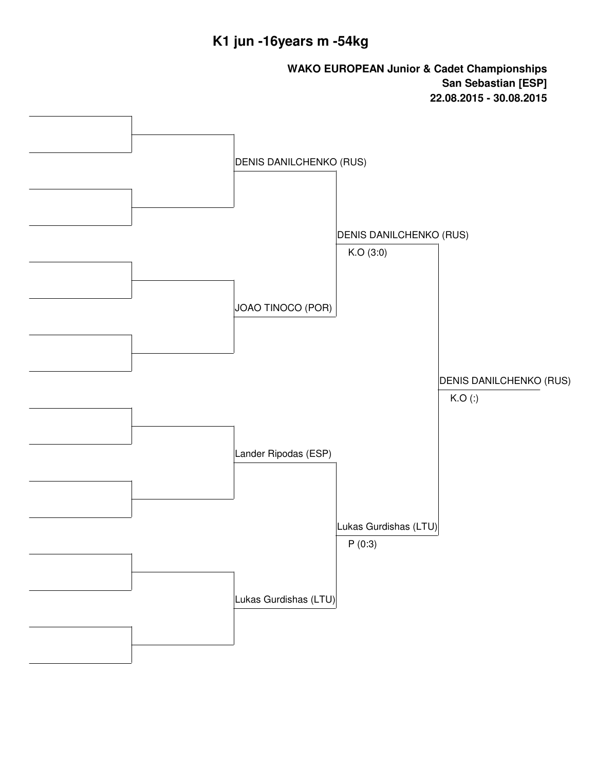# K1 jun -16years m -54kg

**WAKO EUROPEAN Junior & Cadet Championships**
**San Sebastian [ESP]**
**22.08.2015 - 30.08.2015**

DENIS DANILCHENKO (RUS)

JOAO TINOCO (POR)

DENIS DANILCHENKO (RUS)
K.O (3:0)

Lander Ripodas (ESP)

Lukas Gurdishas (LTU)

Lukas Gurdishas (LTU)
P (0:3)

DENIS DANILCHENKO (RUS)
K.O (:)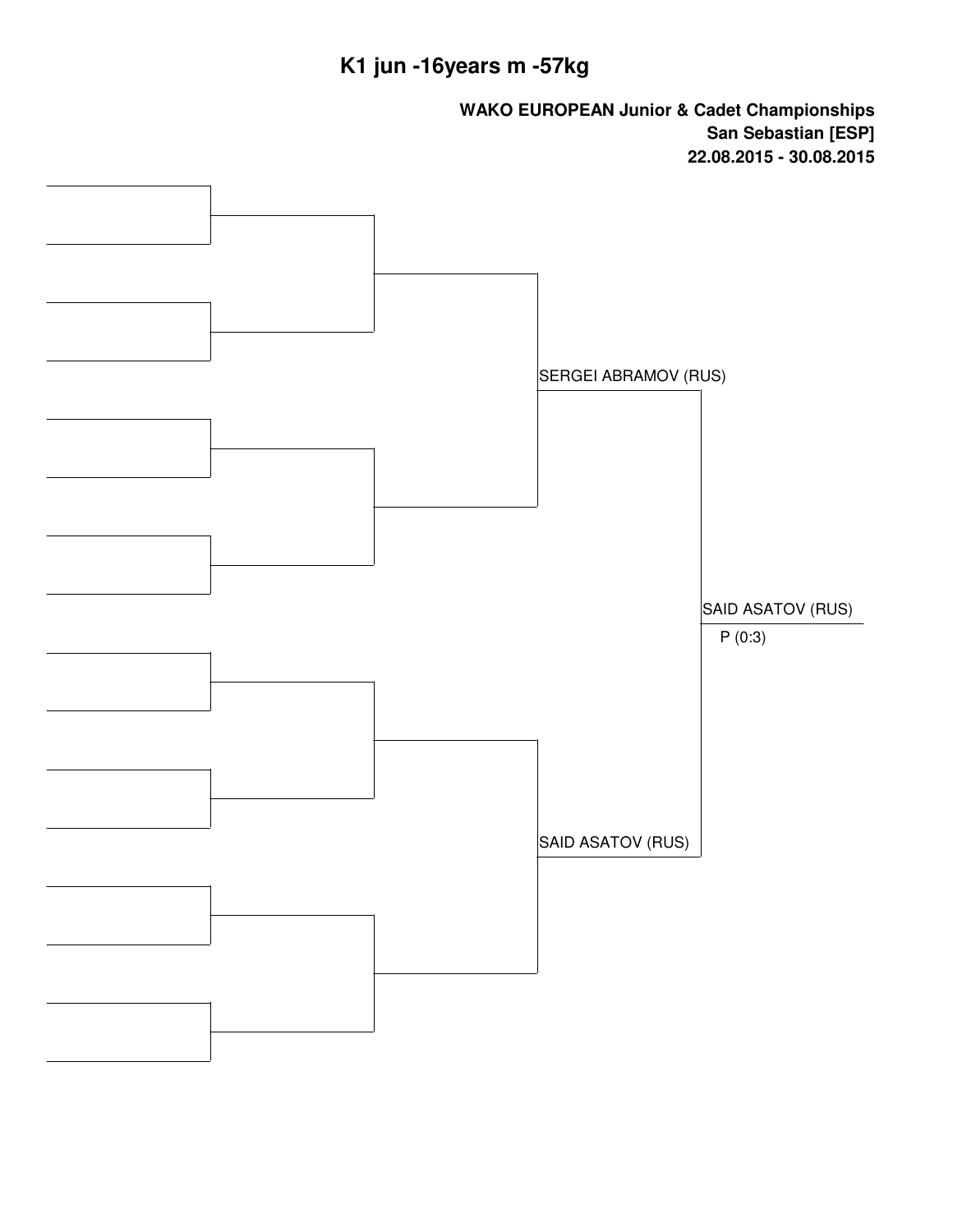# K1 jun -16years m -57kg

**WAKO EUROPEAN Junior & Cadet Championships**
**San Sebastian [ESP]**
**22.08.2015 - 30.08.2015**

SERGEI ABRAMOV (RUS)

SAID ASATOV (RUS)

SAID ASATOV (RUS)
P (0:3)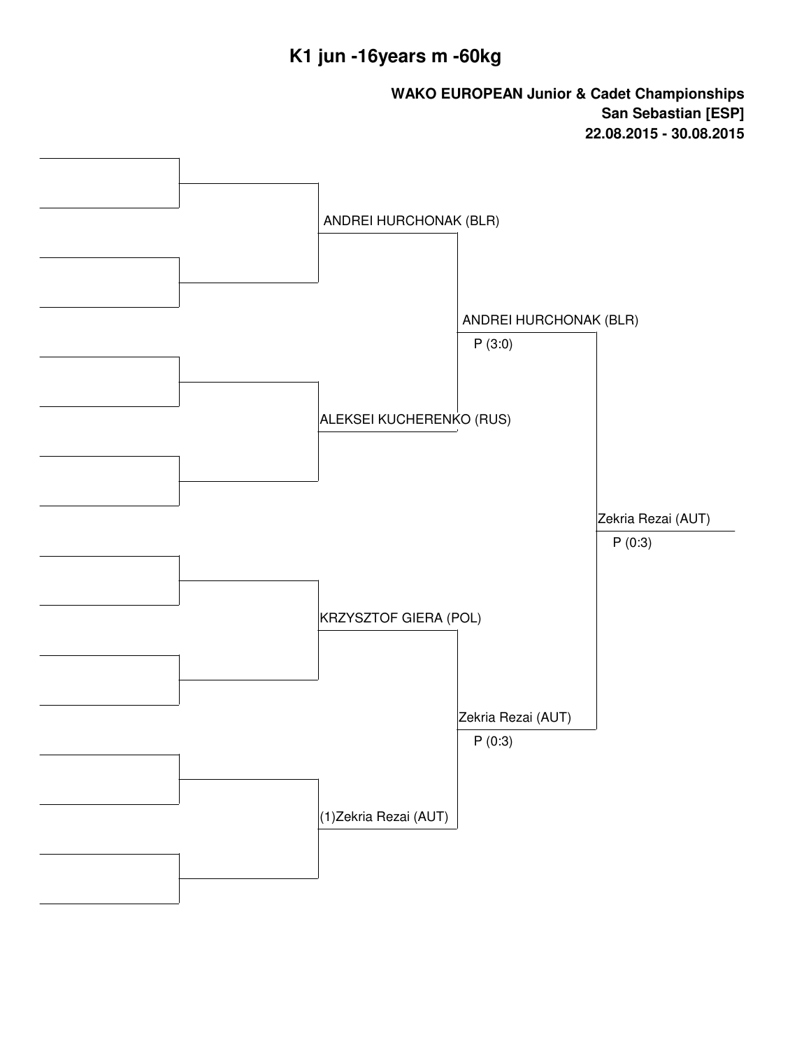# K1 jun -16years m -60kg

**WAKO EUROPEAN Junior & Cadet Championships**
**San Sebastian [ESP]**
**22.08.2015 - 30.08.2015**

ANDREI HURCHONAK (BLR)

ALEKSEI KUCHERENKO (RUS)

ANDREI HURCHONAK (BLR)
P (3:0)

KRZYSZTOF GIERA (POL)

(1)Zekria Rezai (AUT)

Zekria Rezai (AUT)
P (0:3)

Zekria Rezai (AUT)
P (0:3)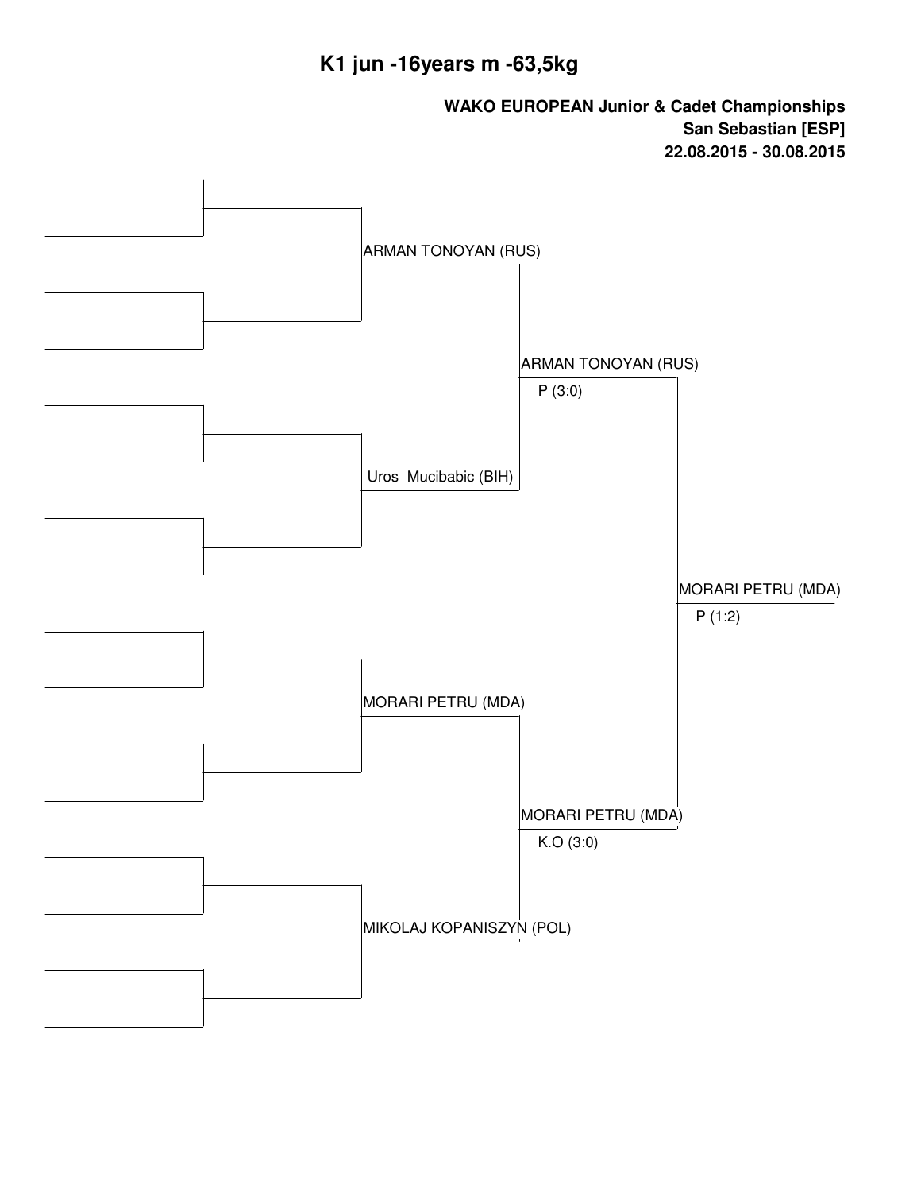# K1 jun -16years m -63,5kg

**WAKO EUROPEAN Junior & Cadet Championships**
**San Sebastian [ESP]**
**22.08.2015 - 30.08.2015**

| Quarterfinals | Semifinals | Final |
| --- | --- | --- |
| ARMAN TONOYAN (RUS) | ARMAN TONOYAN (RUS) P (3:0) | MORARI PETRU (MDA) P (1:2) |
| Uros Mucibabic (BIH) | | |
| MORARI PETRU (MDA) | MORARI PETRU (MDA) K.O (3:0) | |
| MIKOLAJ KOPANISZYN (POL) | | |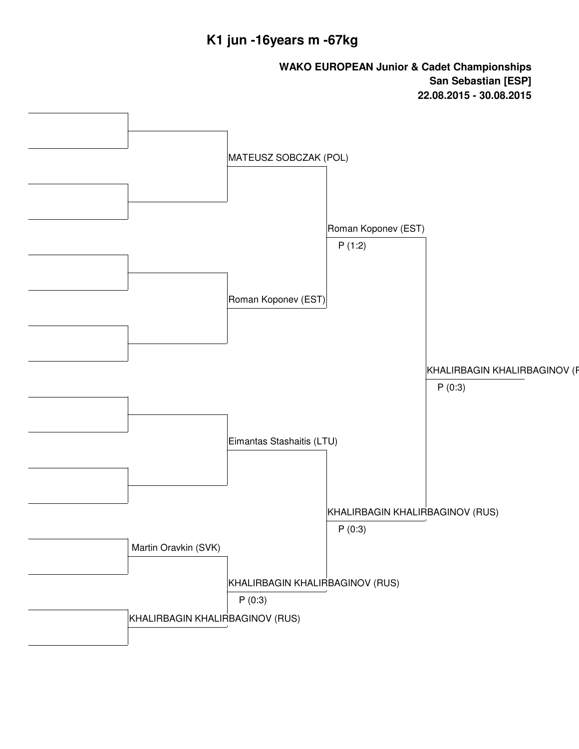# K1 jun -16years m -67kg

**WAKO EUROPEAN Junior & Cadet Championships**
**San Sebastian [ESP]**
**22.08.2015 - 30.08.2015**

MATEUSZ SOBCZAK (POL)

Roman Koponev (EST)
P (1:2)

Roman Koponev (EST)

KHALIRBAGIN KHALIRBAGINOV (R
P (0:3)

Eimantas Stashaitis (LTU)

KHALIRBAGIN KHALIRBAGINOV (RUS)
P (0:3)

Martin Oravkin (SVK)

KHALIRBAGIN KHALIRBAGINOV (RUS)
P (0:3)

KHALIRBAGIN KHALIRBAGINOV (RUS)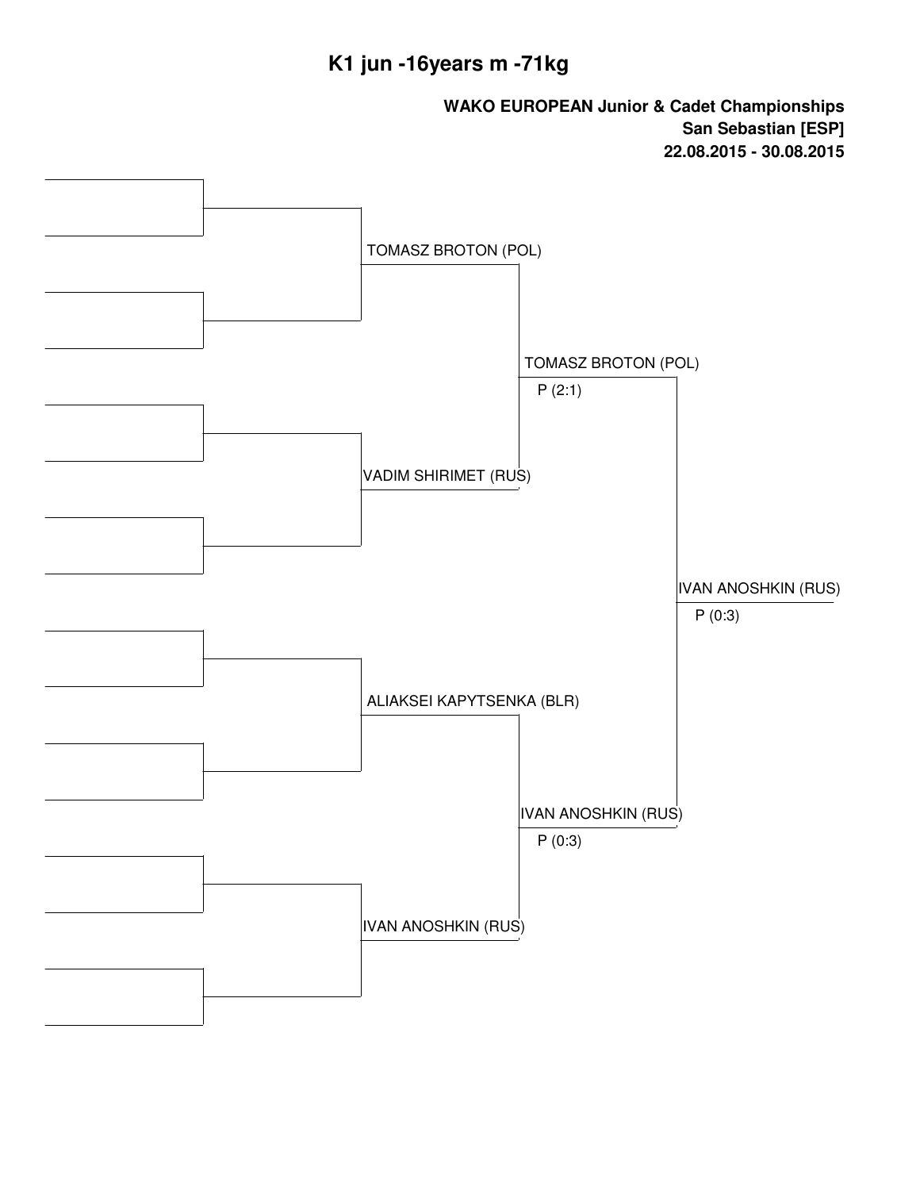# K1 jun -16years m -71kg

**WAKO EUROPEAN Junior & Cadet Championships**
**San Sebastian [ESP]**
**22.08.2015 - 30.08.2015**

| Round 2 | Semi-final | Final |
|---|---|---|
| TOMASZ BROTON (POL) | TOMASZ BROTON (POL) P (2:1) | IVAN ANOSHKIN (RUS) P (0:3) |
| VADIM SHIRIMET (RUS) | | |
| ALIAKSEI KAPYTSENKA (BLR) | IVAN ANOSHKIN (RUS) P (0:3) | |
| IVAN ANOSHKIN (RUS) | | |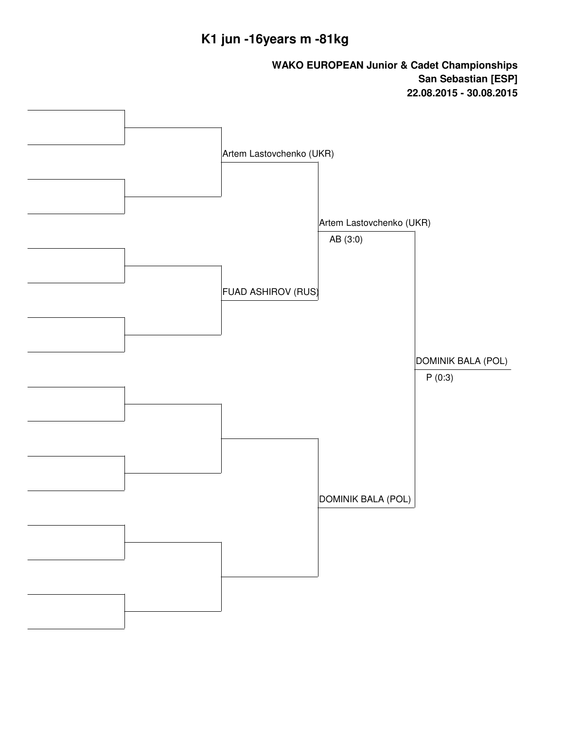# K1 jun -16years m -81kg

**WAKO EUROPEAN Junior & Cadet Championships**
**San Sebastian [ESP]**
**22.08.2015 - 30.08.2015**

Artem Lastovchenko (UKR)

FUAD ASHIROV (RUS)

Artem Lastovchenko (UKR)
AB (3:0)

DOMINIK BALA (POL)

DOMINIK BALA (POL)
P (0:3)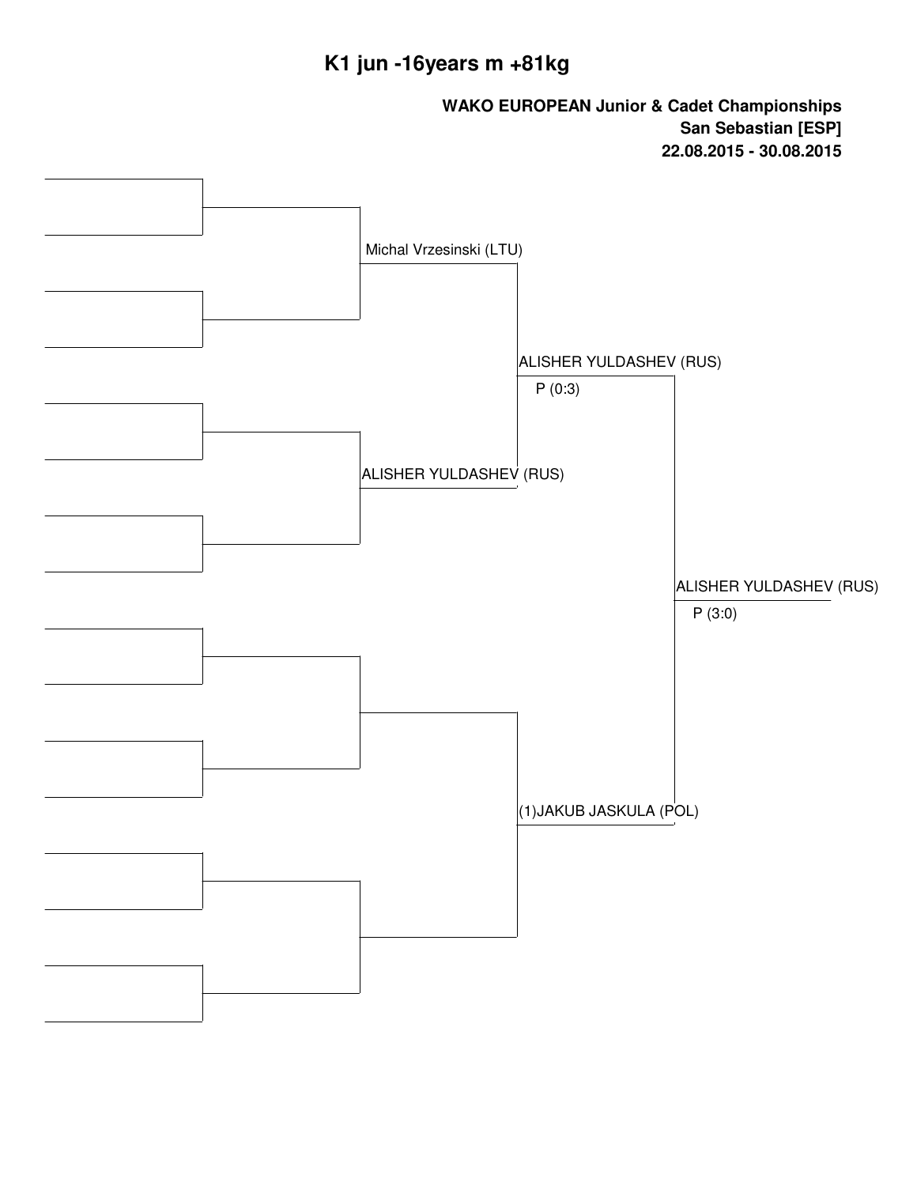# K1 jun -16years m +81kg

**WAKO EUROPEAN Junior & Cadet Championships**
**San Sebastian [ESP]**
**22.08.2015 - 30.08.2015**

Michal Vrzesinski (LTU)

ALISHER YULDASHEV (RUS)
P (0:3)

ALISHER YULDASHEV (RUS)

ALISHER YULDASHEV (RUS)
P (3:0)

(1)JAKUB JASKULA (POL)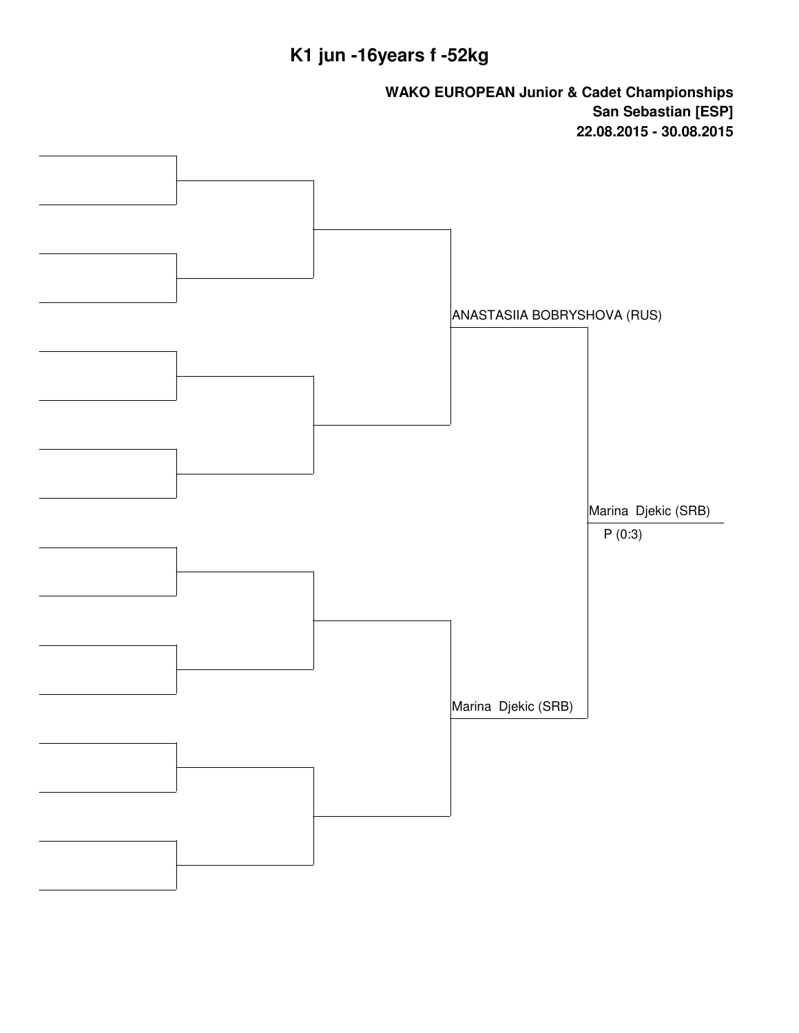# K1 jun -16years f -52kg

**WAKO EUROPEAN Junior & Cadet Championships**
**San Sebastian [ESP]**
**22.08.2015 - 30.08.2015**

ANASTASIIA BOBRYSHOVA (RUS)

Marina Djekic (SRB)

P (0:3)

Marina Djekic (SRB)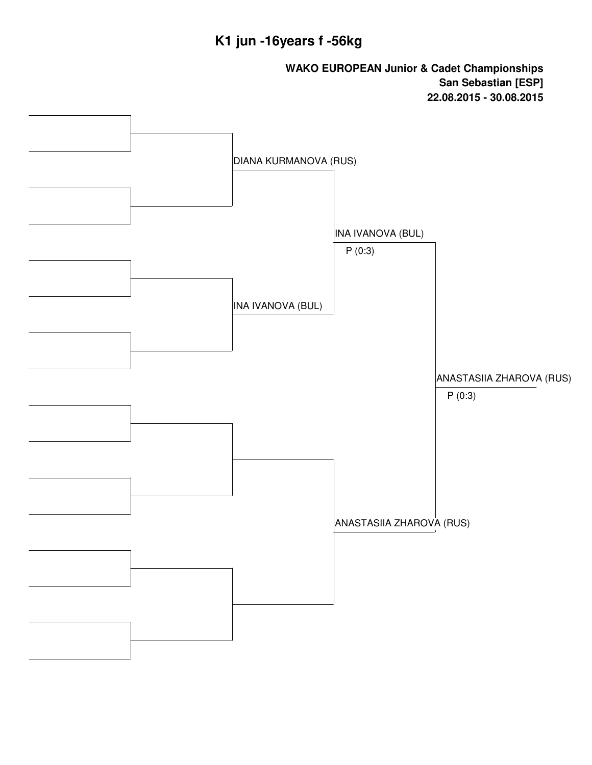# K1 jun -16years f -56kg

**WAKO EUROPEAN Junior & Cadet Championships**
**San Sebastian [ESP]**
**22.08.2015 - 30.08.2015**

DIANA KURMANOVA (RUS)

INA IVANOVA (BUL)

INA IVANOVA (BUL)
P (0:3)

ANASTASIIA ZHAROVA (RUS)

ANASTASIIA ZHAROVA (RUS)
P (0:3)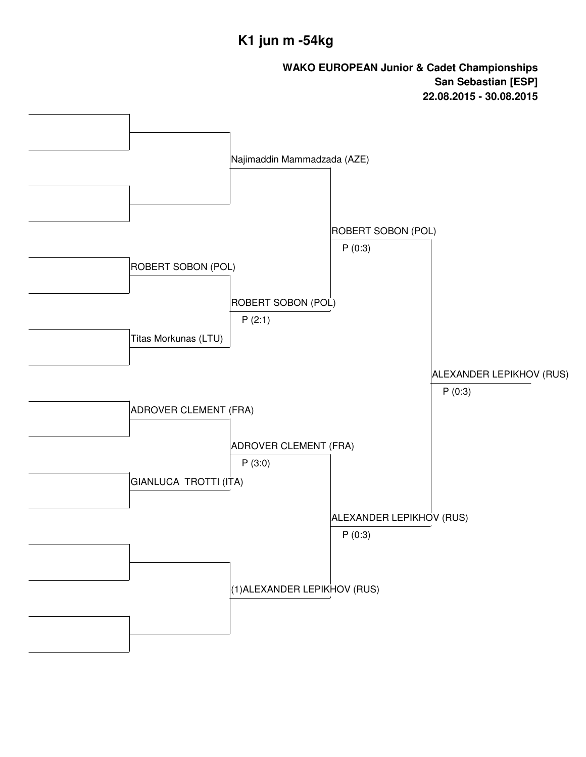# K1 jun m -54kg

**WAKO EUROPEAN Junior & Cadet Championships**
**San Sebastian [ESP]**
**22.08.2015 - 30.08.2015**

| Round 1 | Quarterfinals | Semifinals | Final | Winner |
|---|---|---|---|---|
| | Najimaddin Mammadzada (AZE) | ROBERT SOBON (POL) P (0:3) | | |
| ROBERT SOBON (POL) | | | | |
| Titas Morkunas (LTU) | ROBERT SOBON (POL) P (2:1) | | | |
| | | | ALEXANDER LEPIKHOV (RUS) P (0:3) | |
| ADROVER CLEMENT (FRA) | | | | |
| GIANLUCA TROTTI (ITA) | ADROVER CLEMENT (FRA) P (3:0) | | | |
| | | ALEXANDER LEPIKHOV (RUS) P (0:3) | | |
| | (1)ALEXANDER LEPIKHOV (RUS) | | | |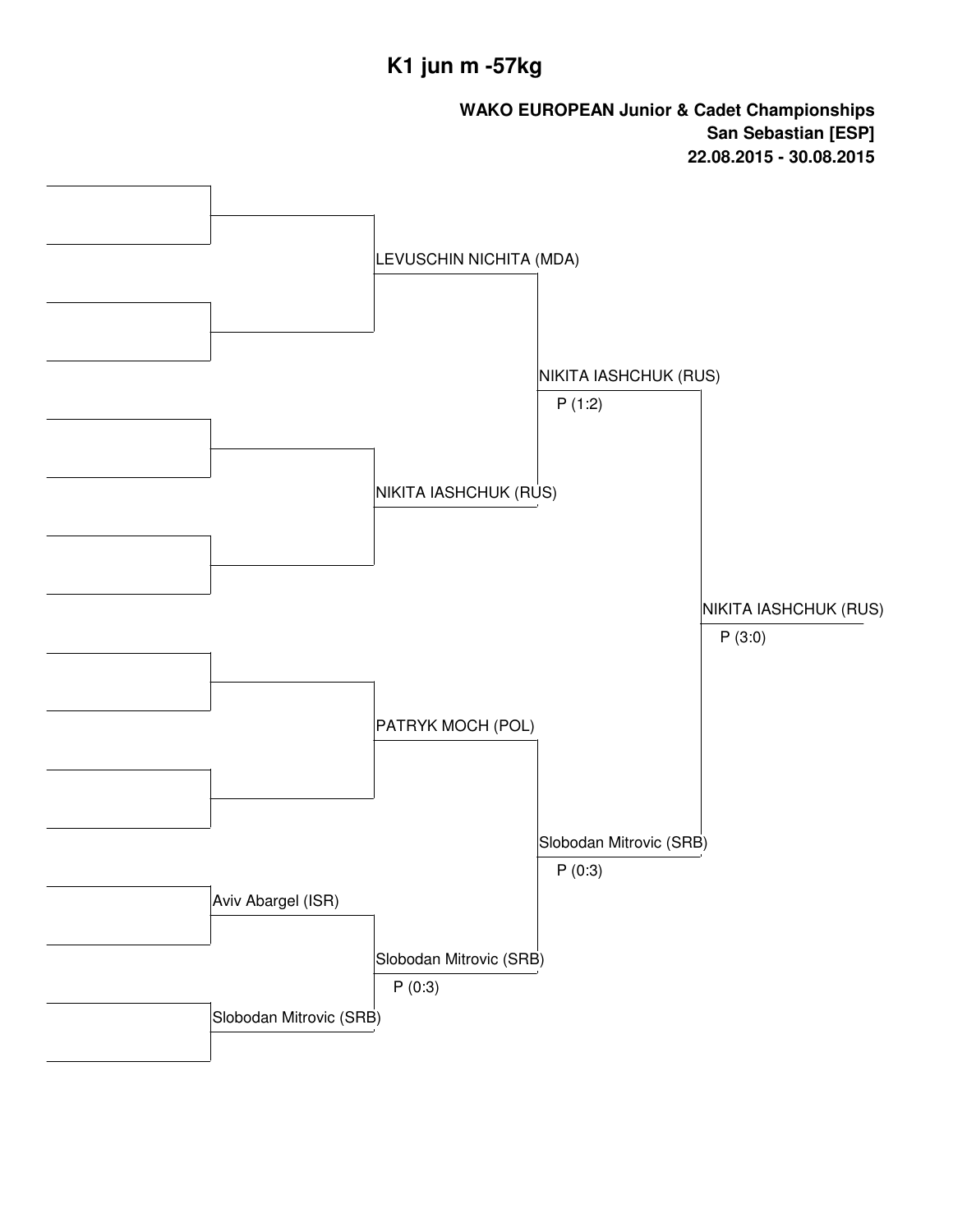# K1 jun m -57kg

**WAKO EUROPEAN Junior & Cadet Championships**
**San Sebastian [ESP]**
**22.08.2015 - 30.08.2015**

**Round 1**

- Aviv Abargel (ISR) vs Slobodan Mitrovic (SRB)

**Quarterfinals**

- LEVUSCHIN NICHITA (MDA)
- NIKITA IASHCHUK (RUS)
- PATRYK MOCH (POL)
- Slobodan Mitrovic (SRB) — P (0:3)

**Semifinals**

- NIKITA IASHCHUK (RUS) — P (1:2)
- Slobodan Mitrovic (SRB) — P (0:3)

**Final**

- NIKITA IASHCHUK (RUS) — P (3:0)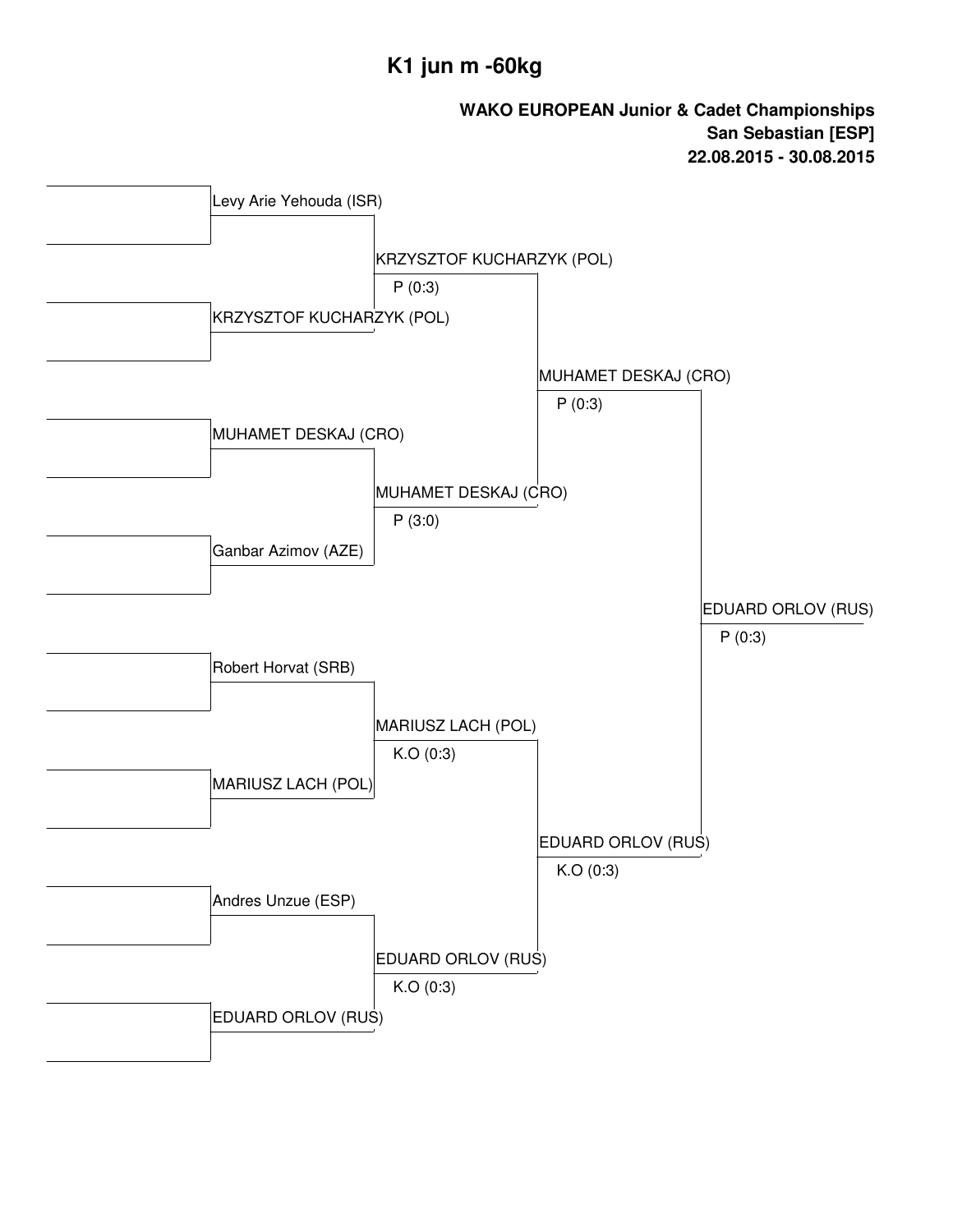# K1 jun m -60kg

**WAKO EUROPEAN Junior & Cadet Championships**
**San Sebastian [ESP]**
**22.08.2015 - 30.08.2015**

Levy Arie Yehouda (ISR)

KRZYSZTOF KUCHARZYK (POL)
P (0:3)

KRZYSZTOF KUCHARZYK (POL)

MUHAMET DESKAJ (CRO)
P (0:3)

MUHAMET DESKAJ (CRO)

MUHAMET DESKAJ (CRO)
P (3:0)

Ganbar Azimov (AZE)

EDUARD ORLOV (RUS)
P (0:3)

Robert Horvat (SRB)

MARIUSZ LACH (POL)
K.O (0:3)

MARIUSZ LACH (POL)

EDUARD ORLOV (RUS)
K.O (0:3)

Andres Unzue (ESP)

EDUARD ORLOV (RUS)
K.O (0:3)

EDUARD ORLOV (RUS)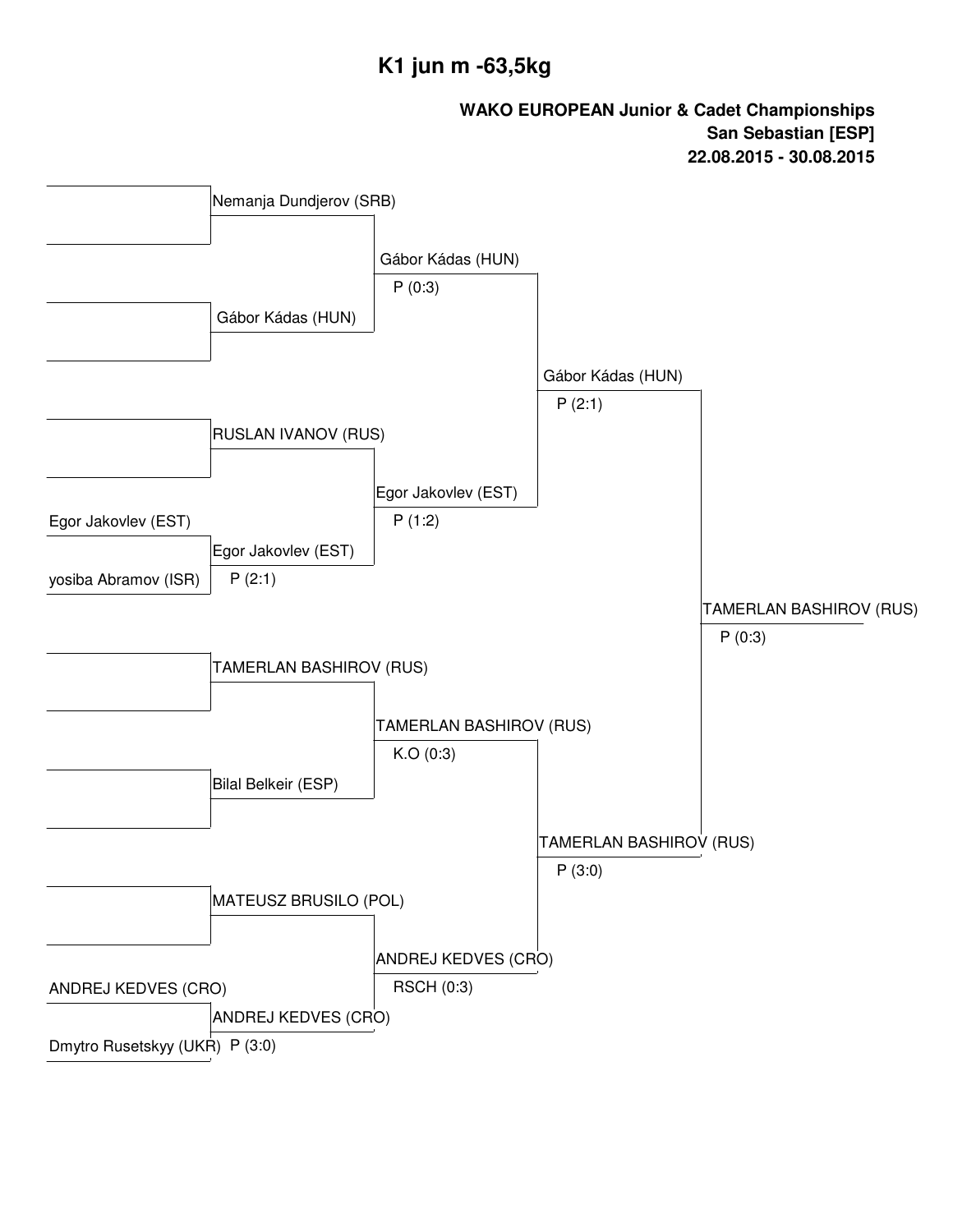# K1 jun m -63,5kg

**WAKO EUROPEAN Junior & Cadet Championships**
**San Sebastian [ESP]**
**22.08.2015 - 30.08.2015**

**First round**

- Egor Jakovlev (EST) vs yosiba Abramov (ISR) — Egor Jakovlev (EST), P (2:1)
- ANDREJ KEDVES (CRO) vs Dmytro Rusetskyy (UKR) — ANDREJ KEDVES (CRO), P (3:0)

**Second round**

- Nemanja Dundjerov (SRB) vs Gábor Kádas (HUN) — Gábor Kádas (HUN), P (0:3)
- RUSLAN IVANOV (RUS) vs Egor Jakovlev (EST) — Egor Jakovlev (EST), P (1:2)
- TAMERLAN BASHIROV (RUS) vs Bilal Belkeir (ESP) — TAMERLAN BASHIROV (RUS), K.O (0:3)
- MATEUSZ BRUSILO (POL) vs ANDREJ KEDVES (CRO) — ANDREJ KEDVES (CRO), RSCH (0:3)

**Semi-finals**

- Gábor Kádas (HUN) vs Egor Jakovlev (EST) — Gábor Kádas (HUN), P (2:1)
- TAMERLAN BASHIROV (RUS) vs ANDREJ KEDVES (CRO) — TAMERLAN BASHIROV (RUS), P (3:0)

**Final**

- Gábor Kádas (HUN) vs TAMERLAN BASHIROV (RUS) — TAMERLAN BASHIROV (RUS), P (0:3)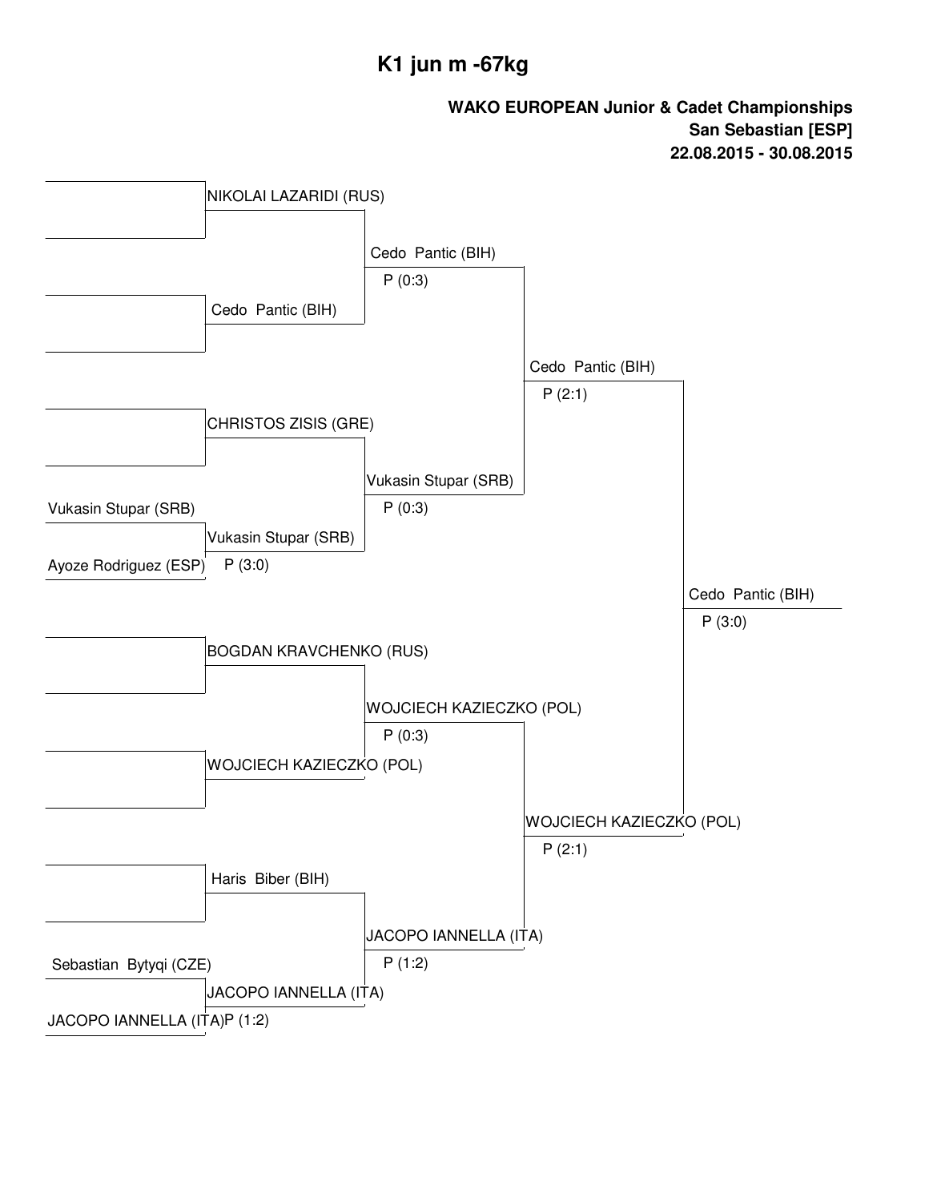# K1 jun m -67kg

**WAKO EUROPEAN Junior & Cadet Championships**
**San Sebastian [ESP]**
**22.08.2015 - 30.08.2015**

**Round 1**

- Vukasin Stupar (SRB) vs Ayoze Rodriguez (ESP) → Vukasin Stupar (SRB), P (3:0)
- Sebastian Bytyqi (CZE) vs JACOPO IANNELLA (ITA) → JACOPO IANNELLA (ITA), P (1:2)

**Round 2**

- NIKOLAI LAZARIDI (RUS) vs Cedo Pantic (BIH) → Cedo Pantic (BIH), P (0:3)
- CHRISTOS ZISIS (GRE) vs Vukasin Stupar (SRB) → Vukasin Stupar (SRB), P (0:3)
- BOGDAN KRAVCHENKO (RUS) vs WOJCIECH KAZIECZKO (POL) → WOJCIECH KAZIECZKO (POL), P (0:3)
- Haris Biber (BIH) vs JACOPO IANNELLA (ITA) → JACOPO IANNELLA (ITA), P (1:2)

**Semifinals**

- Cedo Pantic (BIH) vs Vukasin Stupar (SRB) → Cedo Pantic (BIH), P (2:1)
- WOJCIECH KAZIECZKO (POL) vs JACOPO IANNELLA (ITA) → WOJCIECH KAZIECZKO (POL), P (2:1)

**Final**

- Cedo Pantic (BIH) vs WOJCIECH KAZIECZKO (POL) → Cedo Pantic (BIH), P (3:0)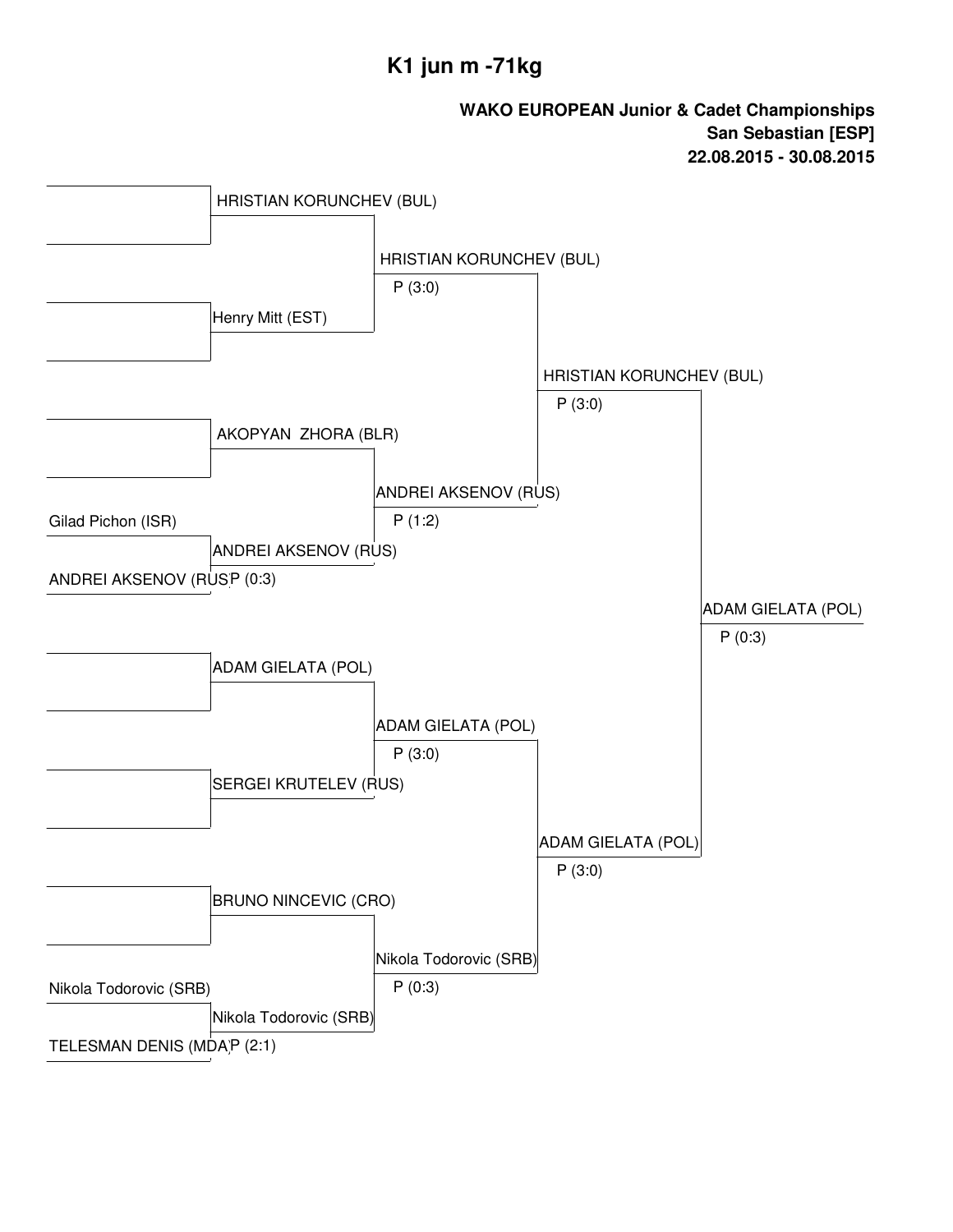# K1 jun m -71kg

**WAKO EUROPEAN Junior & Cadet Championships**
**San Sebastian [ESP]**
**22.08.2015 - 30.08.2015**

### Round 1

- Gilad Pichon (ISR) vs ANDREI AKSENOV (RUS) → ANDREI AKSENOV (RUS) P (0:3)
- Nikola Todorovic (SRB) vs TELESMAN DENIS (MDA) → Nikola Todorovic (SRB) P (2:1)

### Round 2

- HRISTIAN KORUNCHEV (BUL) vs Henry Mitt (EST) → HRISTIAN KORUNCHEV (BUL) P (3:0)
- AKOPYAN ZHORA (BLR) vs ANDREI AKSENOV (RUS) → ANDREI AKSENOV (RUS) P (1:2)
- ADAM GIELATA (POL) vs SERGEI KRUTELEV (RUS) → ADAM GIELATA (POL) P (3:0)
- BRUNO NINCEVIC (CRO) vs Nikola Todorovic (SRB) → Nikola Todorovic (SRB) P (0:3)

### Semifinals

- HRISTIAN KORUNCHEV (BUL) vs ANDREI AKSENOV (RUS) → HRISTIAN KORUNCHEV (BUL) P (3:0)
- ADAM GIELATA (POL) vs Nikola Todorovic (SRB) → ADAM GIELATA (POL) P (3:0)

### Final

- HRISTIAN KORUNCHEV (BUL) vs ADAM GIELATA (POL) → ADAM GIELATA (POL) P (0:3)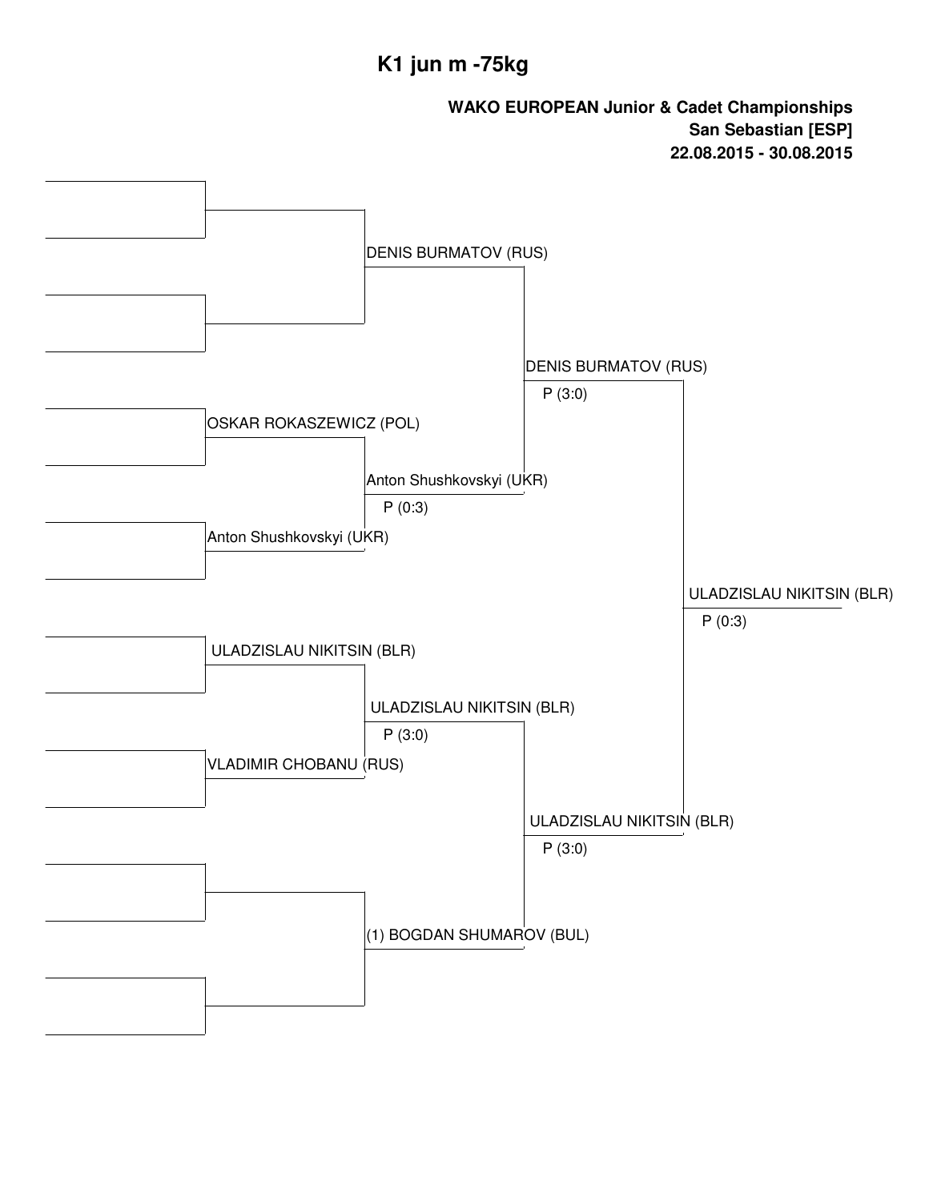# K1 jun m -75kg

**WAKO EUROPEAN Junior & Cadet Championships**
**San Sebastian [ESP]**
**22.08.2015 - 30.08.2015**

### Round 1

- OSKAR ROKASZEWICZ (POL) vs Anton Shushkovskyi (UKR)
- ULADZISLAU NIKITSIN (BLR) vs VLADIMIR CHOBANU (RUS)

### Quarterfinals

- DENIS BURMATOV (RUS)
- Anton Shushkovskyi (UKR) — P (0:3)
- ULADZISLAU NIKITSIN (BLR) — P (3:0)
- (1) BOGDAN SHUMAROV (BUL)

### Semifinals

- DENIS BURMATOV (RUS) — P (3:0)
- ULADZISLAU NIKITSIN (BLR) — P (3:0)

### Final

- ULADZISLAU NIKITSIN (BLR) — P (0:3)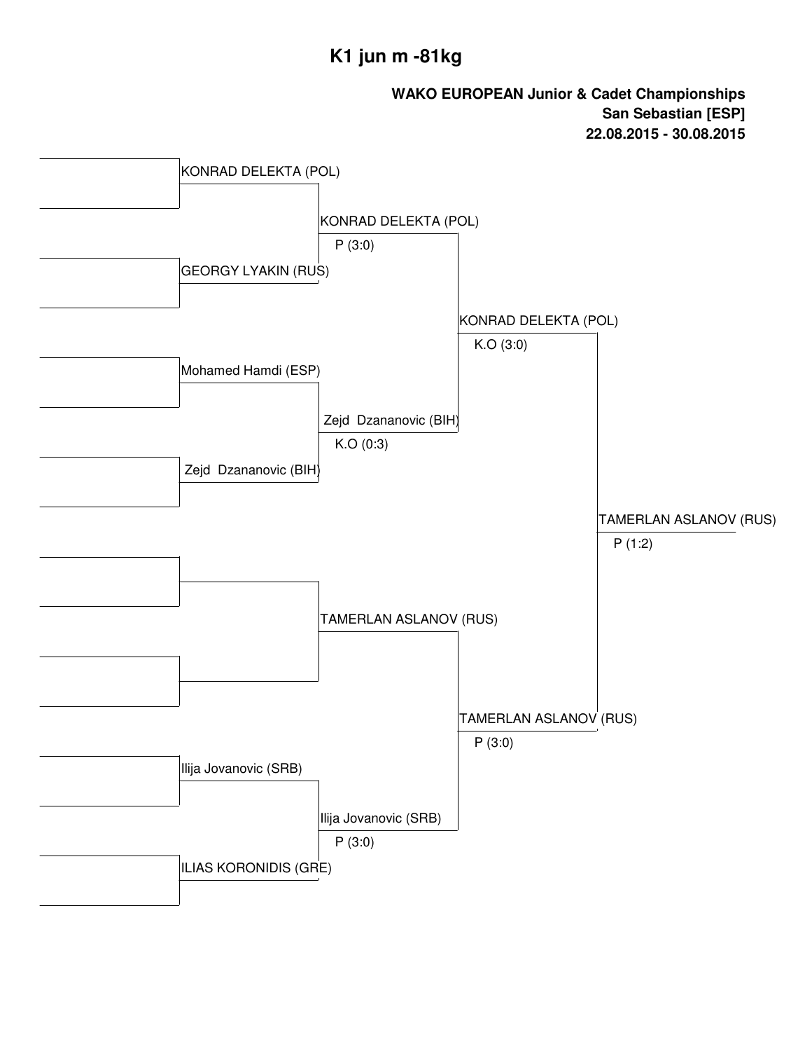# K1 jun m -81kg

**WAKO EUROPEAN Junior & Cadet Championships**
**San Sebastian [ESP]**
**22.08.2015 - 30.08.2015**

**Round 1**

- KONRAD DELEKTA (POL)
- GEORGY LYAKIN (RUS)
- Mohamed Hamdi (ESP)
- Zejd Dzananovic (BIH)
- Ilija Jovanovic (SRB)
- ILIAS KORONIDIS (GRE)

**Round 2**

- KONRAD DELEKTA (POL) — P (3:0)
- Zejd Dzananovic (BIH) — K.O (0:3)
- TAMERLAN ASLANOV (RUS)
- Ilija Jovanovic (SRB) — P (3:0)

**Semi-finals**

- KONRAD DELEKTA (POL) — K.O (3:0)
- TAMERLAN ASLANOV (RUS) — P (3:0)

**Final**

- TAMERLAN ASLANOV (RUS) — P (1:2)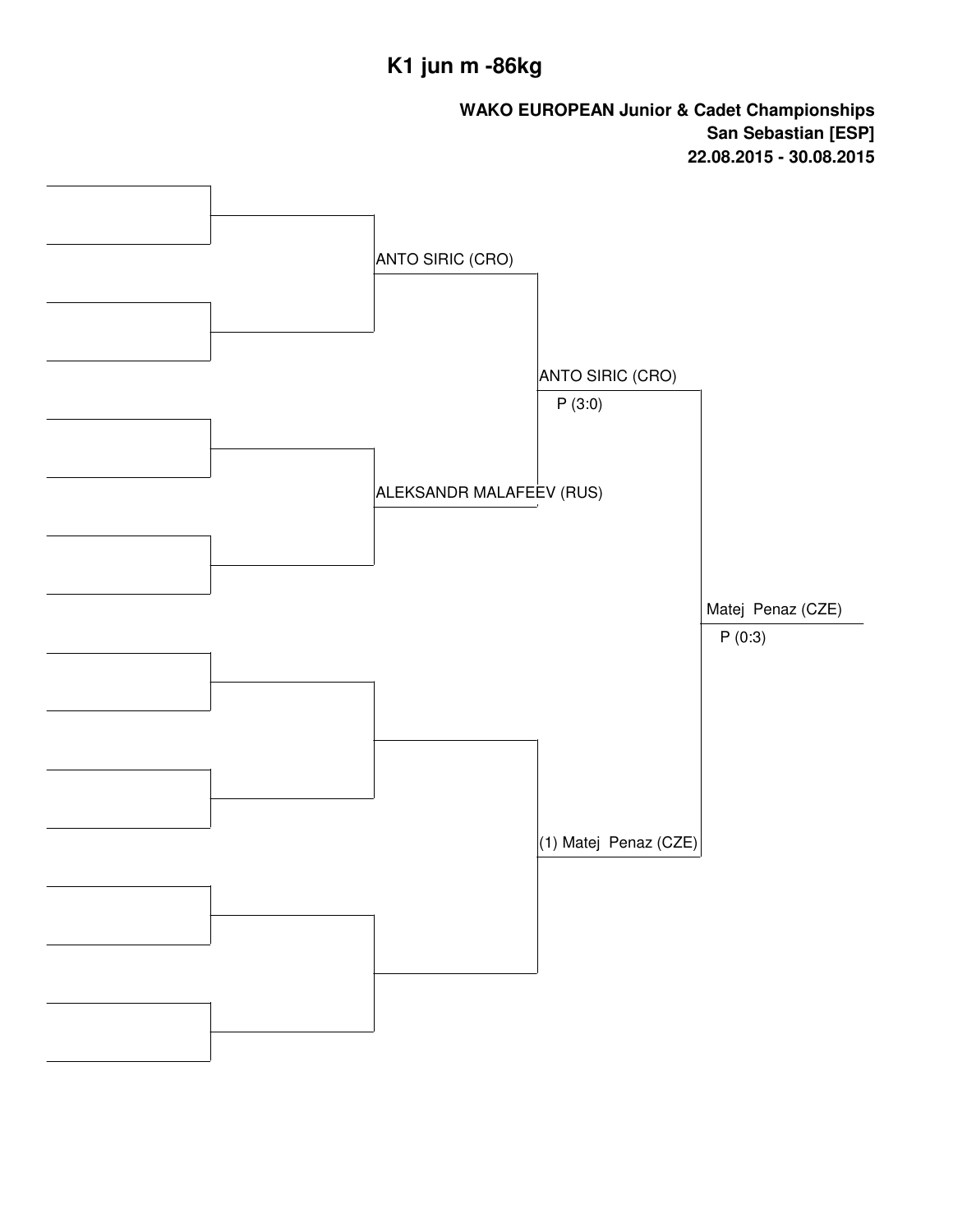# K1 jun m -86kg

**WAKO EUROPEAN Junior & Cadet Championships**
**San Sebastian [ESP]**
**22.08.2015 - 30.08.2015**

ANTO SIRIC (CRO)

ALEKSANDR MALAFEEV (RUS)

ANTO SIRIC (CRO)
P (3:0)

(1) Matej Penaz (CZE)

Matej Penaz (CZE)
P (0:3)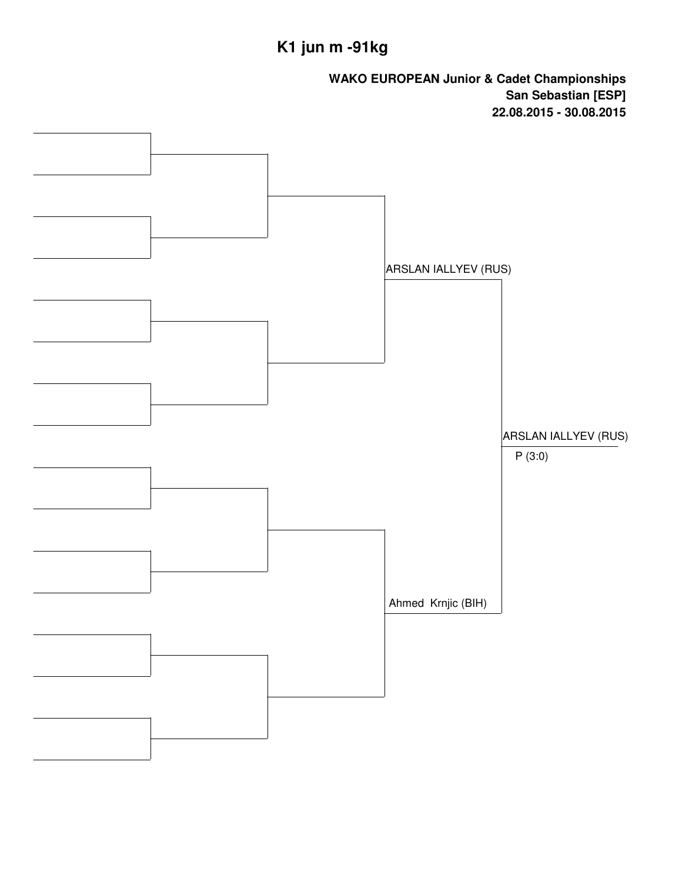# K1 jun m -91kg

**WAKO EUROPEAN Junior & Cadet Championships**
**San Sebastian [ESP]**
**22.08.2015 - 30.08.2015**

ARSLAN IALLYEV (RUS)

Ahmed Krnjic (BIH)

ARSLAN IALLYEV (RUS)
P (3:0)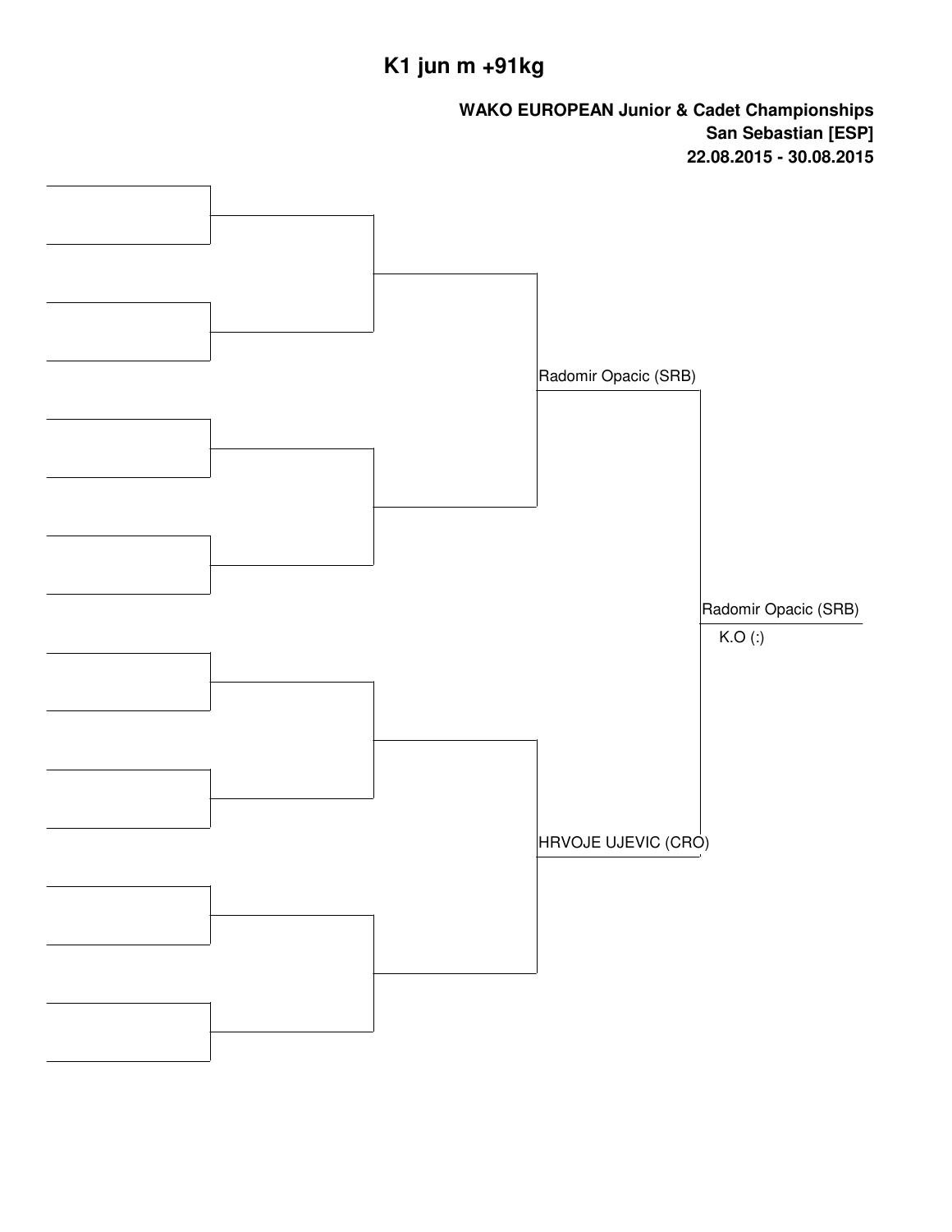# K1 jun m +91kg

**WAKO EUROPEAN Junior & Cadet Championships**
**San Sebastian [ESP]**
**22.08.2015 - 30.08.2015**

Radomir Opacic (SRB)

HRVOJE UJEVIC (CRO)

Radomir Opacic (SRB)

K.O (:)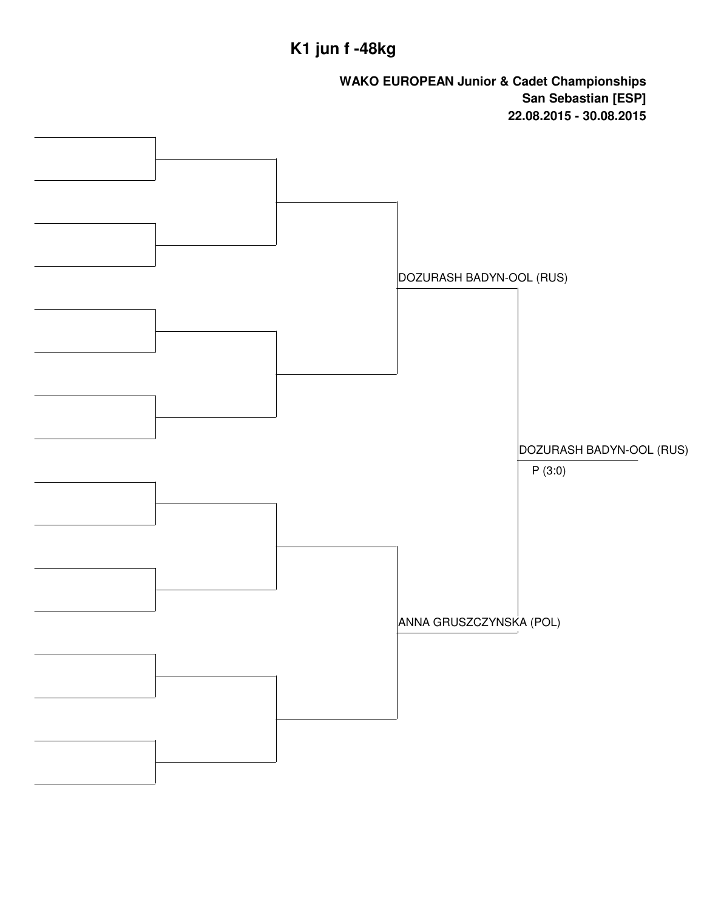# K1 jun f -48kg

**WAKO EUROPEAN Junior & Cadet Championships**
**San Sebastian [ESP]**
**22.08.2015 - 30.08.2015**

| Semi-final | Final | Winner |
|---|---|---|
| DOZURASH BADYN-OOL (RUS) | | |
| | | DOZURASH BADYN-OOL (RUS) |
| | | P (3:0) |
| ANNA GRUSZCZYNSKA (POL) | | |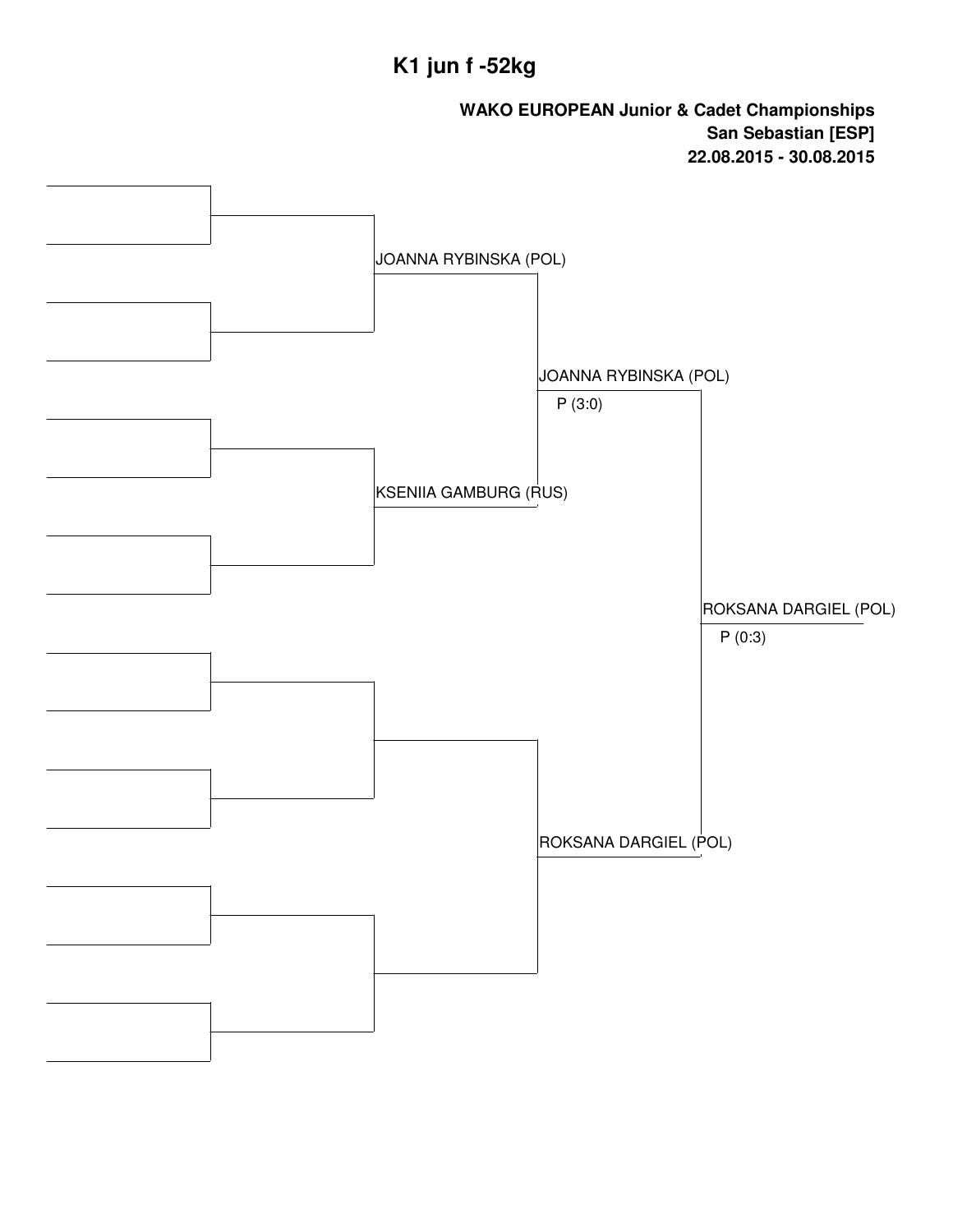# K1 jun f -52kg

**WAKO EUROPEAN Junior & Cadet Championships**
**San Sebastian [ESP]**
**22.08.2015 - 30.08.2015**

JOANNA RYBINSKA (POL)

KSENIIA GAMBURG (RUS)

JOANNA RYBINSKA (POL)
P (3:0)

ROKSANA DARGIEL (POL)

ROKSANA DARGIEL (POL)
P (0:3)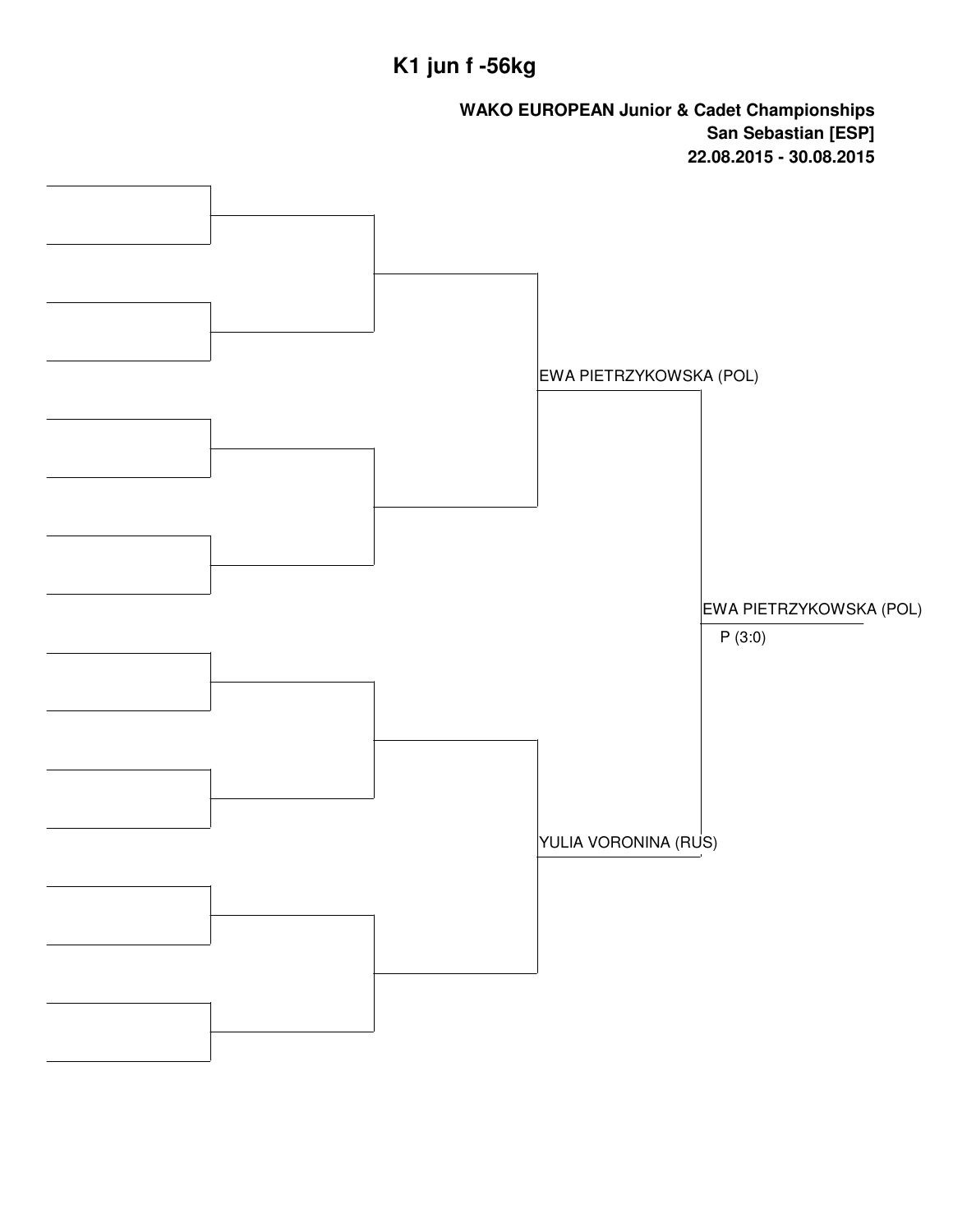# K1 jun f -56kg

**WAKO EUROPEAN Junior & Cadet Championships**
**San Sebastian [ESP]**
**22.08.2015 - 30.08.2015**

EWA PIETRZYKOWSKA (POL)

YULIA VORONINA (RUS)

EWA PIETRZYKOWSKA (POL)
P (3:0)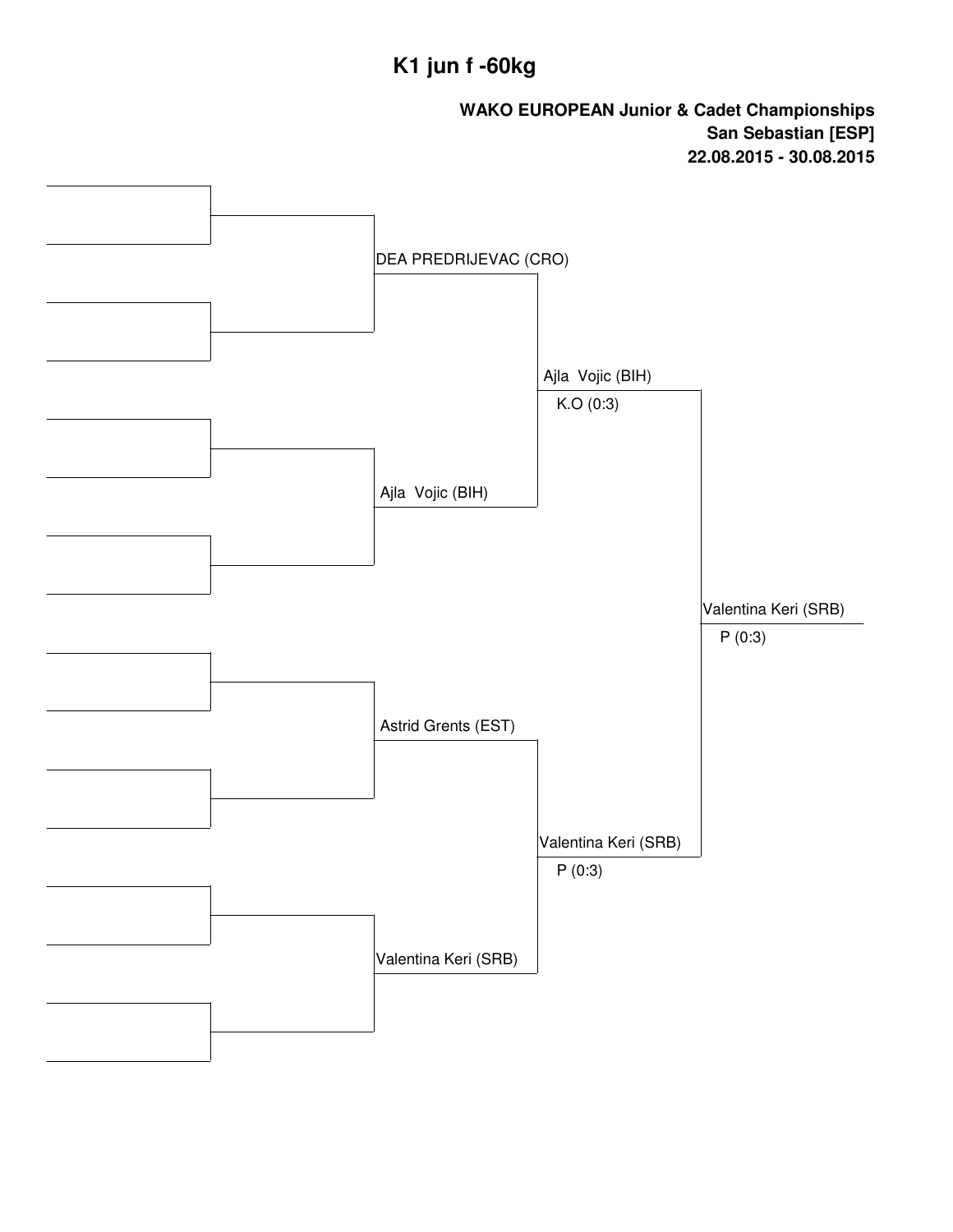# K1 jun f -60kg

**WAKO EUROPEAN Junior & Cadet Championships**
**San Sebastian [ESP]**
**22.08.2015 - 30.08.2015**

DEA PREDRIJEVAC (CRO)

Ajla Vojic (BIH)

Ajla Vojic (BIH)
K.O (0:3)

Astrid Grents (EST)

Valentina Keri (SRB)

Valentina Keri (SRB)
P (0:3)

Valentina Keri (SRB)
P (0:3)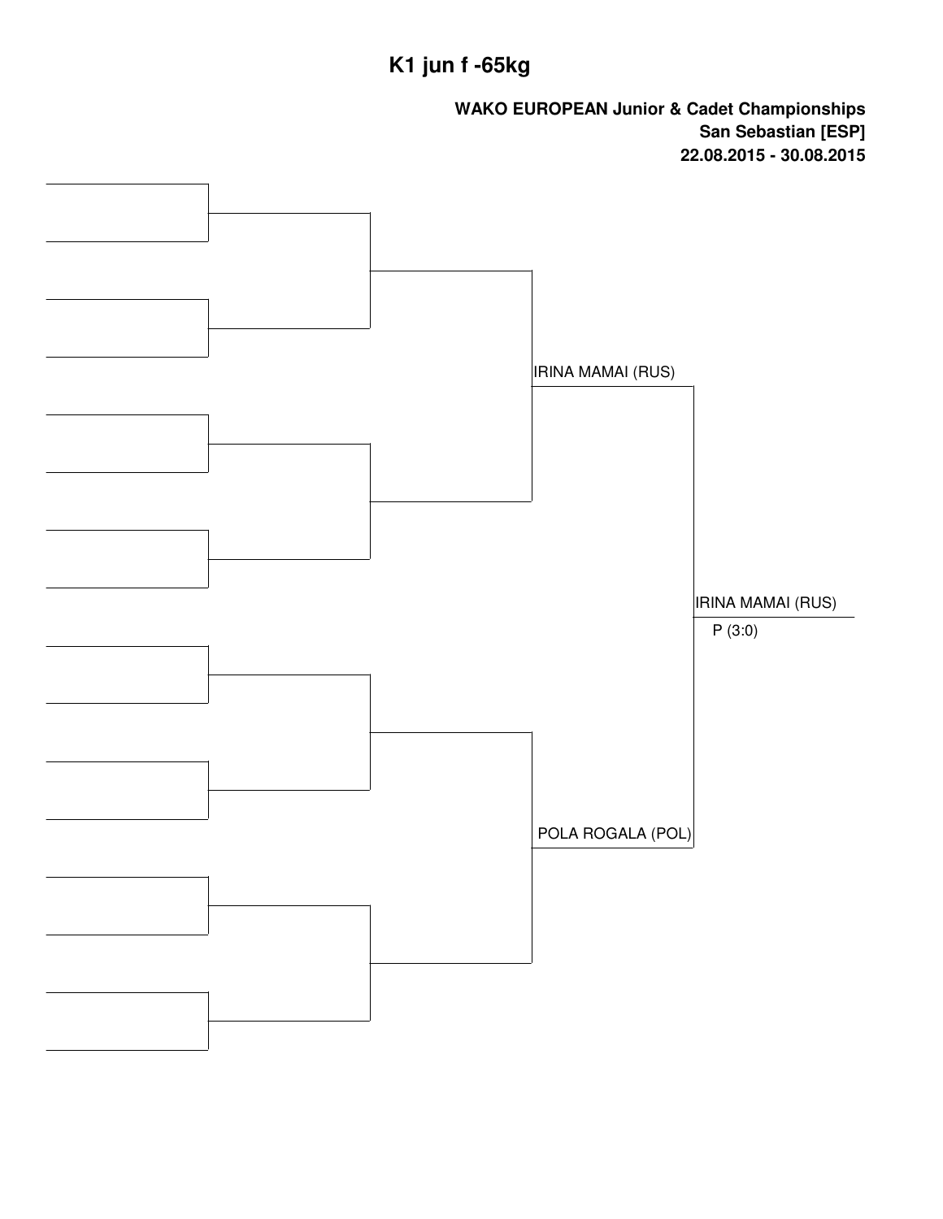# K1 jun f -65kg

**WAKO EUROPEAN Junior & Cadet Championships**
**San Sebastian [ESP]**
**22.08.2015 - 30.08.2015**

IRINA MAMAI (RUS)

POLA ROGALA (POL)

IRINA MAMAI (RUS)

P (3:0)